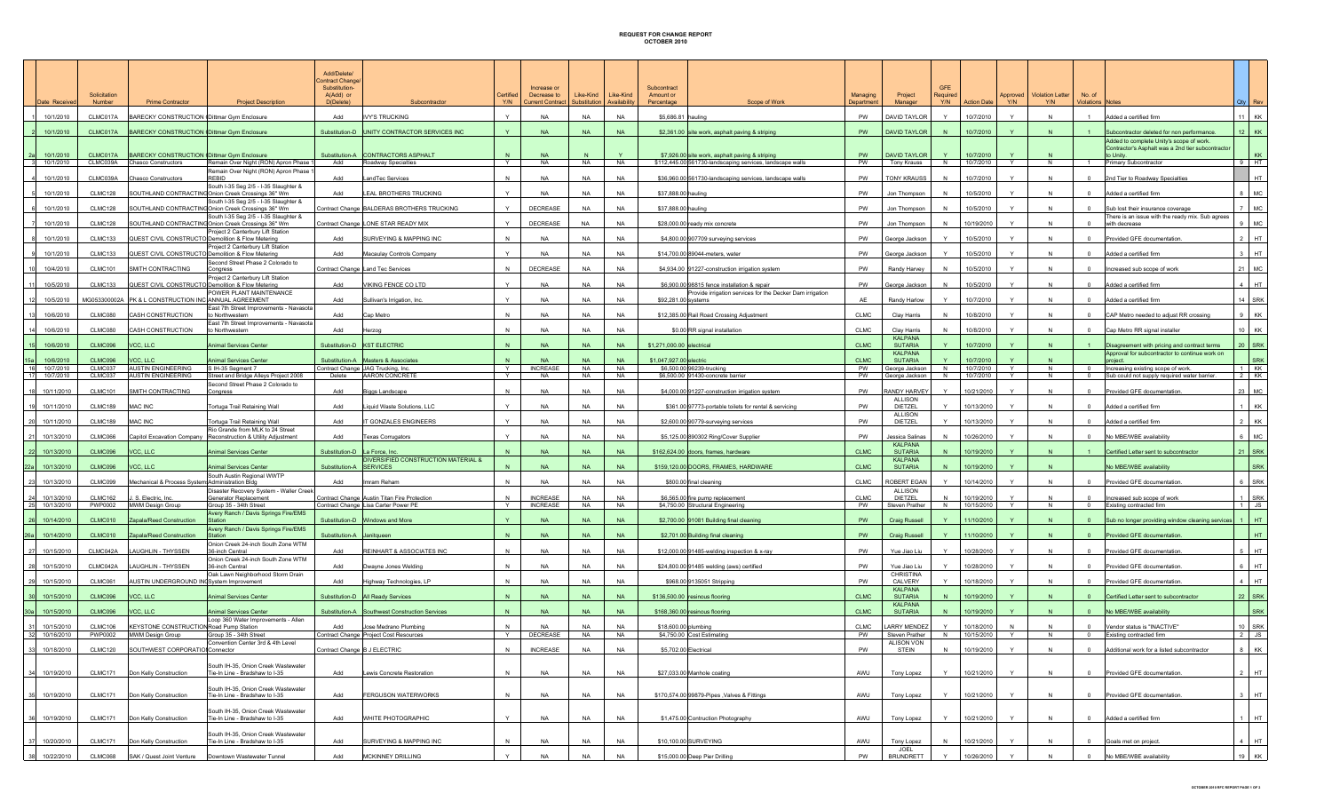# REQUEST FOR CHANGE REPORT
## OCTOBER 2010

| | Date Received | Solicitation Number | Prime Contractor | Project Description | Add/Delete/ Contract Change/ Substitution- A(Add) or D(Delete) | Subcontractor | Certified Y/N | Increase or Decrease to Current Contract | Like-Kind Substitution | Like-Kind Availability | Subcontract Amount or Percentage | Scope of Work | Managing Department | Project Manager | GFE Required Y/N | Action Date | Approved Y/N | Violation Letter Y/N | No. of Violations | Notes | Qty | Rev |
|---|---|---|---|---|---|---|---|---|---|---|---|---|---|---|---|---|---|---|---|---|---|---|
| 1 | 10/1/2010 | CLMC017A | BARECKY CONSTRUCTION | Dittmar Gym Enclosure | Add | IVY'S TRUCKING | Y | NA | NA | NA | $5,686.81 | hauling | PW | DAVID TAYLOR | Y | 10/7/2010 | Y | N | 1 | Added a certified firm | 11 | KK |
| 2 | 10/1/2010 | CLMC017A | BARECKY CONSTRUCTION | Dittmar Gym Enclosure | Substitution-D | UNITY CONTRACTOR SERVICES INC | Y | NA | NA | NA | $2,361.00 | site work, asphalt paving & striping | PW | DAVID TAYLOR | N | 10/7/2010 | Y | N | 1 | Subcontractor deleted for non performance. | 12 | KK |
| 2a | 10/1/2010 | CLMC017A | BARECKY CONSTRUCTION | Dittmar Gym Enclosure | Substitution-A | CONTRACTORS ASPHALT | N | NA | N | Y | $7,926.00 | site work, asphalt paving & striping | PW | DAVID TAYLOR | Y | 10/7/2010 | Y | N | | Added to complete Unity's scope of work. Contractor's Asphalt was a 2nd tier subcontractor to Unity. | | KK |
| 3 | 10/1/2010 | CLMC039A | Chasco Constructors | Remain Over Night (RON) Apron Phase 1 | Add | Roadway Specialties | Y | NA | NA | NA | $112,445.00 | 561730-landscaping services, landscape walls | PW | Tony Krauss | N | 10/7/2010 | Y | N | 1 | Primary Subcontractor | 9 | HT |
| 4 | 10/1/2010 | CLMC039A | Chasco Constructors | Remain Over Night (RON) Apron Phase 1 REBID | Add | LandTec Services | N | NA | NA | NA | $36,960.00 | 561730-landscaping services, landscape walls | PW | TONY KRAUSS | N | 10/7/2010 | Y | N | 0 | 2nd Tier to Roadway Specialties | | HT |
| 5 | 10/1/2010 | CLMC128 | SOUTHLAND CONTRACTING | South I-35 Seg 2/5 - I-35 Slaughter & Onion Creek Crossings 36" Wm | Add | LEAL BROTHERS TRUCKING | Y | NA | NA | NA | $37,888.00 | hauling | PW | Jon Thompson | N | 10/5/2010 | Y | N | 0 | Added a certified firm | 8 | MC |
| 6 | 10/1/2010 | CLMC128 | SOUTHLAND CONTRACTING | South I-35 Seg 2/5 - I-35 Slaughter & Onion Creek Crossings 36" Wm | Contract Change | BALDERAS BROTHERS TRUCKING | Y | DECREASE | NA | NA | $37,888.00 | hauling | PW | Jon Thompson | N | 10/5/2010 | Y | N | 0 | Sub lost their insurance coverage | 7 | MC |
| 7 | 10/1/2010 | CLMC128 | SOUTHLAND CONTRACTING | South I-35 Seg 2/5 - I-35 Slaughter & Onion Creek Crossings 36" Wm | Contract Change | LONE STAR READY MIX | Y | DECREASE | NA | NA | $28,000.00 | ready mix concrete | PW | Jon Thompson | N | 10/19/2010 | Y | N | 0 | There is an issue with the ready mix. Sub agrees with decrease | 9 | MC |
| 8 | 10/1/2010 | CLMC133 | QUEST CIVIL CONSTRUCTORS | Project 2 Canterbury Lift Station Demolition & Flow Metering | Add | SURVEYING & MAPPING INC | N | NA | NA | NA | $4,800.00 | 907709 surveying services | PW | George Jackson | Y | 10/5/2010 | Y | N | 0 | Provided GFE documentation. | 2 | HT |
| 9 | 10/1/2010 | CLMC133 | QUEST CIVIL CONSTRUCTORS | Project 2 Canterbury Lift Station Demolition & Flow Metering | Add | Macaulay Controls Company | Y | NA | NA | NA | $14,700.00 | 89044-meters, water | PW | George Jackson | N | 10/5/2010 | Y | N | 0 | Added a certified firm | 3 | HT |
| 10 | 10/4/2010 | CLMC101 | SMITH CONTRACTING | Second Street Phase 2 Colorado to Congress | Contract Change | Land Tec Services | N | DECREASE | NA | NA | $4,934.00 | 91227-construction irrigation system | PW | Randy Harvey | N | 10/5/2010 | Y | N | 0 | Increased sub scope of work | 21 | MC |
| 11 | 10/5/2010 | CLMC133 | QUEST CIVIL CONSTRUCTORS | Project 2 Canterbury Lift Station Demolition & Flow Metering | Add | VIKING FENCE CO LTD | Y | NA | NA | NA | $6,900.00 | 98815 fence installation & repair | PW | George Jackson | N | 10/5/2010 | Y | N | 0 | Added a certified firm | 4 | HT |
| 12 | 10/5/2010 | MG053300002A | PK & L CONSTRUCTION INC | POWER PLANT MAINTENANCE ANNUAL AGREEMENT | Add | Sullivan's Irrigation, Inc. | Y | NA | NA | NA | $92,281.00 | Provide irrigation services for the Decker Dam irrigation systems | AE | Randy Harlow | Y | 10/7/2010 | Y | N | 0 | Added a certified firm | 14 | SRK |
| 13 | 10/6/2010 | CLMC080 | CASH CONSTRUCTION | East 7th Street Improvements - Navasota to Northwestern | Add | Cap Metro | N | NA | NA | NA | $12,385.00 | Rail Road Crossing Adjustment | CLMC | Clay Harris | N | 10/8/2010 | Y | N | 0 | CAP Metro needed to adjust RR crossing | 9 | KK |
| 14 | 10/6/2010 | CLMC080 | CASH CONSTRUCTION | East 7th Street Improvements - Navasota to Northwestern | Add | Herzog | N | NA | NA | NA | $0.00 | RR signal installation | CLMC | Clay Harris | N | 10/8/2010 | Y | N | 0 | Cap Metro RR signal installer | 10 | KK |
| 15 | 10/6/2010 | CLMC096 | VCC, LLC | Animal Services Center | Substitution-D | KST ELECTRIC | N | NA | NA | NA | $1,271,000.00 | electrical | CLMC | KALPANA SUTARIA | Y | 10/7/2010 | Y | N | 1 | Disagreement with pricing and contract terms | 20 | SRK |
| 15a | 10/6/2010 | CLMC096 | VCC, LLC | Animal Services Center | Substitution-A | Masters & Associates | N | NA | NA | NA | $1,047,927.00 | electric | CLMC | KALPANA SUTARIA | Y | 10/7/2010 | Y | N | | Approval for subcontractor to continue work on project. | | SRK |
| 16 | 10/7/2010 | CLMC037 | AUSTIN ENGINEERING | S IH-35 Segment 7 | Contract Change | JAG Trucking, Inc. | Y | INCREASE | NA | NA | $6,500.00 | 96239-trucking | PW | George Jackson | N | 10/7/2010 | Y | N | 0 | Increasing existing scope of work. | 1 | KK |
| 17 | 10/7/2010 | CLMC037 | AUSTIN ENGINEERING | Street and Bridge Alleys Project 2008 | Delete | AARON CONCRETE | Y | NA | NA | NA | $8,500.00 | 91430-concrete barrier | PW | George Jackson | N | 10/7/2010 | Y | N | 0 | Sub could not supply required water barrier. | 2 | KK |
| 18 | 10/11/2010 | CLMC101 | SMITH CONTRACTING | Second Street Phase 2 Colorado to Congress | Add | Biggs Landscape | N | NA | NA | NA | $4,000.00 | 91227-construction irrigation system | PW | RANDY HARVEY | Y | 10/21/2010 | Y | N | 0 | Provided GFE documentation. | 23 | MC |
| 19 | 10/11/2010 | CLMC189 | MAC INC | Tortuga Trail Retaining Wall | Add | Liquid Waste Solutions, LLC | Y | NA | NA | NA | $361.00 | 97773-portable toilets for rental & servicing | PW | ALLISON DIETZEL | Y | 10/13/2010 | Y | N | 0 | Added a certified firm | 1 | KK |
| 20 | 10/11/2010 | CLMC189 | MAC INC | Tortuga Trail Retaining Wall | Add | IT GONZALES ENGINEERS | Y | NA | NA | NA | $2,600.00 | 90779-surveying services | PW | ALLISON DIETZEL | Y | 10/13/2010 | Y | N | 0 | Added a certified firm | 2 | KK |
| 21 | 10/13/2010 | CLMC066 | Capitol Excavation Company | Rio Grande from MLK to 24 Street Reconstruction & Utility Adjustment | Add | Texas Corrugators | Y | NA | NA | NA | $5,125.00 | 890302 Ring/Cover Supplier | PW | Jessica Salinas | N | 10/26/2010 | Y | N | 0 | No MBE/WBE availability | 6 | MC |
| 22 | 10/13/2010 | CLMC096 | VCC, LLC | Animal Services Center | Substitution-D | La Force, Inc. | N | NA | NA | NA | $162,624.00 | doors, frames, hardware | CLMC | KALPANA SUTARIA | N | 10/19/2010 | Y | N | 1 | Certified Letter sent to subcontractor | 21 | SRK |
| 22a | 10/13/2010 | CLMC096 | VCC, LLC | Animal Services Center | Substitution-A | DIVERSIFIED CONSTRUCTION MATERIAL & SERVICES | N | NA | NA | NA | $159,120.00 | DOORS, FRAMES, HARDWARE | CLMC | KALPANA SUTARIA | N | 10/19/2010 | Y | N | | No MBE/WBE availability | | SRK |
| 23 | 10/13/2010 | CLMC099 | Mechanical & Process Systems | South Austin Regional WWTP Administration Bldg | Add | Imram Reham | N | NA | NA | NA | $800.00 | final cleaning | CLMC | ROBERT EGAN | Y | 10/14/2010 | Y | N | 0 | Provided GFE documentation. | 6 | SRK |
| 24 | 10/13/2010 | CLMC162 | J. S. Electric, Inc. | Disaster Recovery System - Waller Creek Generator Replacement | Contract Change | Austin Titan Fire Protection | N | INCREASE | NA | NA | $6,565.00 | fire pump replacement | CLMC | ALLISON DIETZEL | N | 10/19/2010 | Y | N | 0 | Increased sub scope of work | 1 | SRK |
| 25 | 10/13/2010 | PWP0002 | MWM Design Group | Group 35 - 34th Street | Contract Change | Lisa Carter Power PE | Y | INCREASE | NA | NA | $4,750.00 | Structural Engineering | PW | Steven Prather | N | 10/15/2010 | Y | N | 0 | Existing contracted firm | 1 | JS |
| 26 | 10/14/2010 | CLMC010 | Zapata/Reed Construction | Avery Ranch / Davis Springs Fire/EMS Station | Substitution-D | Windows and More | Y | NA | NA | NA | $2,700.00 | 91081 Building final cleaning | PW | Craig Russell | Y | 11/10/2010 | Y | N | 0 | Sub no longer providing window cleaning services | 1 | HT |
| 26a | 10/14/2010 | CLMC010 | Zapata/Reed Construction | Avery Ranch / Davis Springs Fire/EMS Station | Substitution-A | Janitqueen | N | NA | NA | NA | $2,701.00 | Building final cleaning | PW | Craig Russell | Y | 11/10/2010 | Y | N | 0 | Provided GFE documentation. | | HT |
| 27 | 10/15/2010 | CLMC042A | LAUGHLIN - THYSSEN | Onion Creek 24-inch South Zone WTM 36-inch Central | Add | REINHART & ASSOCIATES INC | N | NA | NA | NA | $12,000.00 | 91485-welding inspection & x-ray | PW | Yue Jiao Liu | Y | 10/28/2010 | Y | N | 0 | Provided GFE documentation. | 5 | HT |
| 28 | 10/15/2010 | CLMC042A | LAUGHLIN - THYSSEN | Onion Creek 24-inch South Zone WTM 36-inch Central | Add | Dwayne Jones Welding | N | NA | NA | NA | $24,800.00 | 91485 welding (aws) certified | PW | Yue Jiao Liu | Y | 10/28/2010 | Y | N | 0 | Provided GFE documentation. | 6 | HT |
| 29 | 10/15/2010 | CLMC061 | AUSTIN UNDERGROUND INC | Oak Lawn Neighborhood Storm Drain System Improvement | Add | Highway Technologies, LP | N | NA | NA | NA | $968.00 | 9135051 Stripping | PW | CHRISTINA CALVERY | Y | 10/18/2010 | Y | N | 0 | Provided GFE documentation. | 4 | HT |
| 30 | 10/15/2010 | CLMC096 | VCC, LLC | Animal Services Center | Substitution-D | All Ready Services | N | NA | NA | NA | $136,500.00 | resinous flooring | CLMC | KALPANA SUTARIA | N | 10/19/2010 | Y | N | 0 | Certified Letter sent to subcontractor | 22 | SRK |
| 30a | 10/15/2010 | CLMC096 | VCC, LLC | Animal Services Center | Substitution-A | Southwest Construction Services | N | NA | NA | NA | $168,360.00 | resinous flooring | CLMC | KALPANA SUTARIA | N | 10/19/2010 | Y | N | 0 | No MBE/WBE availability | | SRK |
| 31 | 10/15/2010 | CLMC106 | KEYSTONE CONSTRUCTION | Loop 360 Water Improvements - Allen Road Pump Station | Add | Jose Medrano Plumbing | N | NA | NA | NA | $18,600.00 | plumbing | CLMC | LARRY MENDEZ | Y | 10/18/2010 | N | N | 0 | Vendor status is "INACTIVE" | 10 | SRK |
| 32 | 10/18/2010 | PWP0002 | MWM Design Group | Group 35 - 34th Street | Contract Change | Project Cost Resources | Y | DECREASE | NA | NA | $4,750.00 | Cost Estimating | PW | Steven Prather | N | 10/15/2010 | Y | N | 0 | Existing contracted firm | 2 | JS |
| 33 | 10/18/2010 | CLMC120 | SOUTHWEST CORPORATION | Convention Center 3rd & 4th Level Connector | Contract Change | B J ELECTRIC | N | INCREASE | NA | NA | $5,702.00 | Electrical | PW | ALISON VON STEIN | N | 10/19/2010 | Y | N | 0 | Additional work for a listed subcontractor | 8 | KK |
| 34 | 10/19/2010 | CLMC171 | Don Kelly Construction | South IH-35, Onion Creek Wastewater Tie-In Line - Bradshaw to I-35 | Add | Lewis Concrete Restoration | N | NA | NA | NA | $27,033.00 | Manhole coating | AWU | Tony Lopez | Y | 10/21/2010 | Y | N | 0 | Provided GFE documentation. | 2 | HT |
| 35 | 10/19/2010 | CLMC171 | Don Kelly Construction | South IH-35, Onion Creek Wastewater Tie-In Line - Bradshaw to I-35 | Add | FERGUSON WATERWORKS | N | NA | NA | NA | $170,574.00 | 69879-Pipes ,Valves & Fittings | AWU | Tony Lopez | Y | 10/21/2010 | Y | N | 0 | Provided GFE documentation. | 3 | HT |
| 36 | 10/19/2010 | CLMC171 | Don Kelly Construction | South IH-35, Onion Creek Wastewater Tie-In Line - Bradshaw to I-35 | Add | WHITE PHOTOGRAPHIC | Y | NA | NA | NA | $1,475.00 | Contruction Photography | AWU | Tony Lopez | Y | 10/21/2010 | Y | N | 0 | Added a certified firm | 1 | HT |
| 37 | 10/20/2010 | CLMC171 | Don Kelly Construction | South IH-35, Onion Creek Wastewater Tie-In Line - Bradshaw to I-35 | Add | SURVEYING & MAPPING INC | N | NA | NA | NA | $10,100.00 | SURVEYING | AWU | Tony Lopez | N | 10/21/2010 | Y | N | 0 | Goals met on project. | 4 | HT |
| 38 | 10/22/2010 | CLMC068 | SAK / Quest Joint Venture | Downtown Wastewater Tunnel | Add | MCKINNEY DRILLING | Y | NA | NA | NA | $15,000.00 | Deep Pier Drilling | PW | JOEL BRUNDRETT | Y | 10/26/2010 | Y | N | 0 | No MBE/WBE availability | 19 | KK |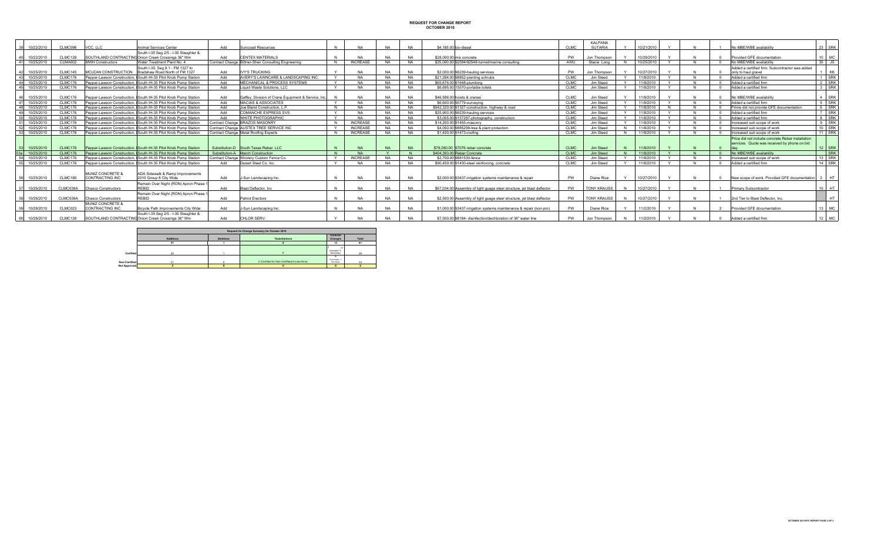# REQUEST FOR CHANGE REPORT
## OCTOBER 2010

| | | | | | | | | | | | | | | | | | | | | | |
|---|---|---|---|---|---|---|---|---|---|---|---|---|---|---|---|---|---|---|---|---|---|
| 39 | 10/22/2010 | CLMC096 | VCC, LLC | Animal Services Center | Add | Suncoast Resources | N | NA | NA | NA | $4,185.00 | bio-diesel | CLMC | KALPANA SUTARIA | Y | 10/21/2010 | Y | N | 1 | No MBE/WBE availability | 23 SRK |
| 40 | 10/22/2010 | CLMC128 | SOUTHLAND CONTRACTING | South I-35 Seg 2/5 - I-35 Slaughter & Onion Creek Crossings 36" Wm | Add | CENTEX MATERIALS | N | NA | NA | NA | $28,000.00 | mix concrete | PW | Jon Thompson | Y | 10/29/2010 | Y | N | 0 | Provided GFE documentation. | 10 MC |
| 41 | 10/25/2010 | CLMA002 | MWH Constructors | Water Treatment Plant No. 4 | Contract Change | Bittner-Shen Consulting Engineering | N | INCREASE | NA | NA | $25,000.00 | 92594/92548-tunnel/marine consulting | AWU | Stacie Long | N | 10/25/2010 | Y | N | 0 | No MBE/WBE availability | 30 JS |
| 42 | 10/25/2010 | CLMC145 | MCLEAN CONSTRUCTION | South I-35, Seg 9.1 - FM 1327 to Bradshaw Road North of FM 1327 | Add | IVY'S TRUCKING | Y | NA | NA | NA | $2,000.00 | 96239-hauling services | PW | Jon Thompson | Y | 10/27/2010 | Y | N | 0 | Added a certified firm. Subcontractor was added only to haul gravel | 1 KK |
| 43 | 10/25/2010 | CLMC176 | Pepper-Lawson Construction, | South IH-35 Pilot Knob Pump Station | Add | AVERY'S LAWNCARE & LANDSCAPING INC. | Y | NA | NA | NA | $21,284.00 | 98852-planting schrubs | CLMC | Jim Steed | Y | 11/8/2010 | Y | N | 0 | Added a certified firm | 1 SRK |
| 44 | 10/25/2010 | CLMC176 | Pepper-Lawson Construction, | South IH-35 Pilot Knob Pump Station | Add | MECHANICAL & PROCESS SYSTEMS | Y | NA | NA | NA | $65,676.00 | 91648-plumbing | CLMC | Jim Steed | Y | 11/8/2010 | Y | N | 0 | Added a certified firm | 2 SRK |
| 45 | 10/25/2010 | CLMC176 | Pepper-Lawson Construction, | South IH-35 Pilot Knob Pump Station | Add | Liquid Waste Solutions, LLC | Y | NA | NA | NA | $6,695.00 | 15570-portable toilets | CLMC | Jim Steed | Y | 11/8/2010 | Y | N | 0 | Added a certified firm | 3 SRK |
| 46 | 10/25/2010 | CLMC176 | Pepper-Lawson Construction, | South IH-35 Pilot Knob Pump Station | Add | Gaffey, Division of Crane Equipment & Service, Inc. | N | NA | NA | NA | $46,586.00 | hoists & cranes | CLMC | Jim Steed | Y | 11/8/2010 | Y | N | 0 | No MBE/WBE availability | 4 SRK |
| 47 | 10/25/2010 | CLMC176 | Pepper-Lawson Construction, | South IH-35 Pilot Knob Pump Station | Add | MACIAS & ASSOCIATES | Y | NA | NA | NA | $6,600.00 | 90779-surveying | CLMC | Jim Steed | Y | 11/8/2010 | Y | N | 0 | Added a certified firm | 5 SRK |
| 48 | 10/25/2010 | CLMC176 | Pepper-Lawson Construction, | South IH-35 Pilot Knob Pump Station | Add | Joe Bland Construction, L.P. | N | NA | NA | NA | $542,320.00 | 91327-construction, highway & road | CLMC | Jim Steed | Y | 11/8/2010 | N | N | 0 | Prime did not provide GFE documentation | 6 SRK |
| 49 | 10/25/2010 | CLMC176 | Pepper-Lawson Construction, | South IH-35 Pilot Knob Pump Station | Add | COMANCHE EXPRESS SVS | Y | NA | NA | NA | $25,900.00 | 96239-hauling services | CLMC | Jim Steed | Y | 11/8/2010 | Y | N | 0 | Added a certified firm | 7 SRK |
| 50 | 10/25/2010 | CLMC176 | Pepper-Lawson Construction, | South IH-35 Pilot Knob Pump Station | Add | WHITE PHOTOGRAPHIC | Y | NA | NA | NA | $3,055.00 | 9157297-photography, construction | CLMC | Jim Steed | Y | 11/8/2010 | Y | N | 0 | Added a certified firm | 8 SRK |
| 51 | 10/25/2010 | CLMC176 | Pepper-Lawson Construction, | South IH-35 Pilot Knob Pump Station | Contract Change | BRAZOS MASONRY | N | INCREASE | NA | NA | $14,200.00 | 91495-masonry | CLMC | Jim Steed | Y | 11/8/2010 | Y | N | 0 | Increased sub scope of work | 9 SRK |
| 52 | 10/25/2010 | CLMC176 | Pepper-Lawson Construction, | South IH-35 Pilot Knob Pump Station | Contract Change | AUSTEX TREE SERVICE INC | Y | INCREASE | NA | NA | $4,050.00 | 9885299-tree & plant protection | CLMC | Jim Steed | N | 11/8/2010 | Y | N | 0 | Increased sub scope of work | 10 SRK |
| 53 | 10/25/2010 | CLMC176 | Pepper-Lawson Construction, | South IH-35 Pilot Knob Pump Station | Contract Change | Metal Roofing Experts | N | INCREASE | NA | NA | $1,420.00 | 91473-roofing | CLMC | Jim Steed | N | 11/8/2010 | Y | N | 0 | Increased sub scope of work | 11 SRK |
| 53 | 10/25/2010 | CLMC176 | Pepper-Lawson Construction, | South IH-35 Pilot Knob Pump Station | Substitution-D | South Texas Rebar, LLC | N | NA | NA | NA | $79,260.00 | 57076 rebar concrete | CLMC | Jim Steed | N | 11/8/2010 | Y | N | 0 | Price did not include concrete Rebar installation services. Quote was received by phone on bid day. | 12 SRK |
| 53a | 10/25/2010 | CLMC176 | Pepper-Lawson Construction, | South IH-35 Pilot Knob Pump Station | Substitution-A | March Construction | N | NA | Y | N | $404,393.00 | Rebar Concrete | CLMC | Jim Steed | N | 11/8/2010 | Y | N | 0 | No MBE/WBE availability | SRK |
| 54 | 10/25/2010 | CLMC176 | Pepper-Lawson Construction, | South IH-35 Pilot Knob Pump Station | Contract Change | Woolery Custom Fence Co. | Y | INCREASE | NA | NA | $2,700.00 | 9881530-fence | CLMC | Jim Steed | Y | 11/8/2010 | Y | N | 0 | Increased sub scope of work | 13 SRK |
| 55 | 10/25/2010 | CLMC176 | Pepper-Lawson Construction, | South IH-35 Pilot Knob Pump Station | Add | Desert Steel Co, Inc. | Y | NA | NA | NA | $90,459.00 | 91430-steel reinforcing, concrete | CLMC | Jim Steed | Y | 11/8/2010 | Y | N | 0 | Added a certified firm | 14 SRK |
| 56 | 10/25/2010 | CLMC180 | MUNIZ CONCRETE & CONTRACTING INC | ADA Sidewalk & Ramp Improvements 2010 Group 8 City Wide | Add | J-Sun Landscaping Inc. | N | NA | NA | NA | $2,000.00 | 93437-irrigation systems maintenance & repair | PW | Diane Rice | Y | 10/27/2010 | Y | N | 0 | New scope of work. Provided GFE documentation | 2 HT |
| 57 | 10/26/2010 | CLMC039A | Chasco Constructors | Remain Over Night (RON) Apron Phase 1 REBID | Add | Blast Deflector, Inc | N | NA | NA | NA | $67,034.00 | Assembly of light guage steel structure, jet blast deflector | PW | TONY KRAUSS | N | 10/27/2010 | Y | N | 1 | Primary Subcontractor | 10 HT |
| 58 | 10/26/2010 | CLMC039A | Chasco Constructors | Remain Over Night (RON) Apron Phase 1 REBID | Add | Patriot Erectors | N | NA | NA | NA | $2,500.00 | Assembly of light guage steel structure, jet blast deflector | PW | TONY KRAUSS | N | 10/27/2010 | Y | N | 1 | 2nd Tier to Blast Deflector, Inc. | HT |
| 59 | 10/28/2010 | CLMC023 | MUNIZ CONCRETE & CONTRACTING INC | Bicycle Path Improvements City Wide | Add | J-Sun Landscaping Inc. | N | NA | NA | NA | $1,000.00 | 93437-irrigation systems maintenance & repair (non-pro) | PW | Diane Rice | Y | 11/2/2010 | Y | N | 2 | Provided GFE documentation. | 13 MC |
| 60 | 10/28/2010 | CLMC128 | SOUTHLAND CONTRACTING | South I-35 Seg 2/5 - I-35 Slaughter & Onion Creek Crossings 36" Wm | Add | CHLOR SERV. | Y | NA | NA | NA | $7,500.00 | 98184- disinfection/dechloration of 36" water line | PW | Jon Thompson | N | 11/2/2010 | Y | N | 0 | Added a certified firm | 12 MC |

| Request for Change Summary for October 2010 | | | | | |
|---|---|---|---|---|---|
| | Additions | Deletions | *Substitutions | Contract Changes | Total |
| | 41 | 1 | 6 | 13 | 61 |
| Certified | 20 | 1 | 0 | 7 (Increase) 0 (Decrease) | 28 |
| Non-Certified | 21 | 0 | 2 (Certified for Non-Certified) 6 (Like-Kind) | 6 (Increase) 1 (Decrease) | 33 |
| Not Approved | 2 | 0 | 0 | 0 | 2 |